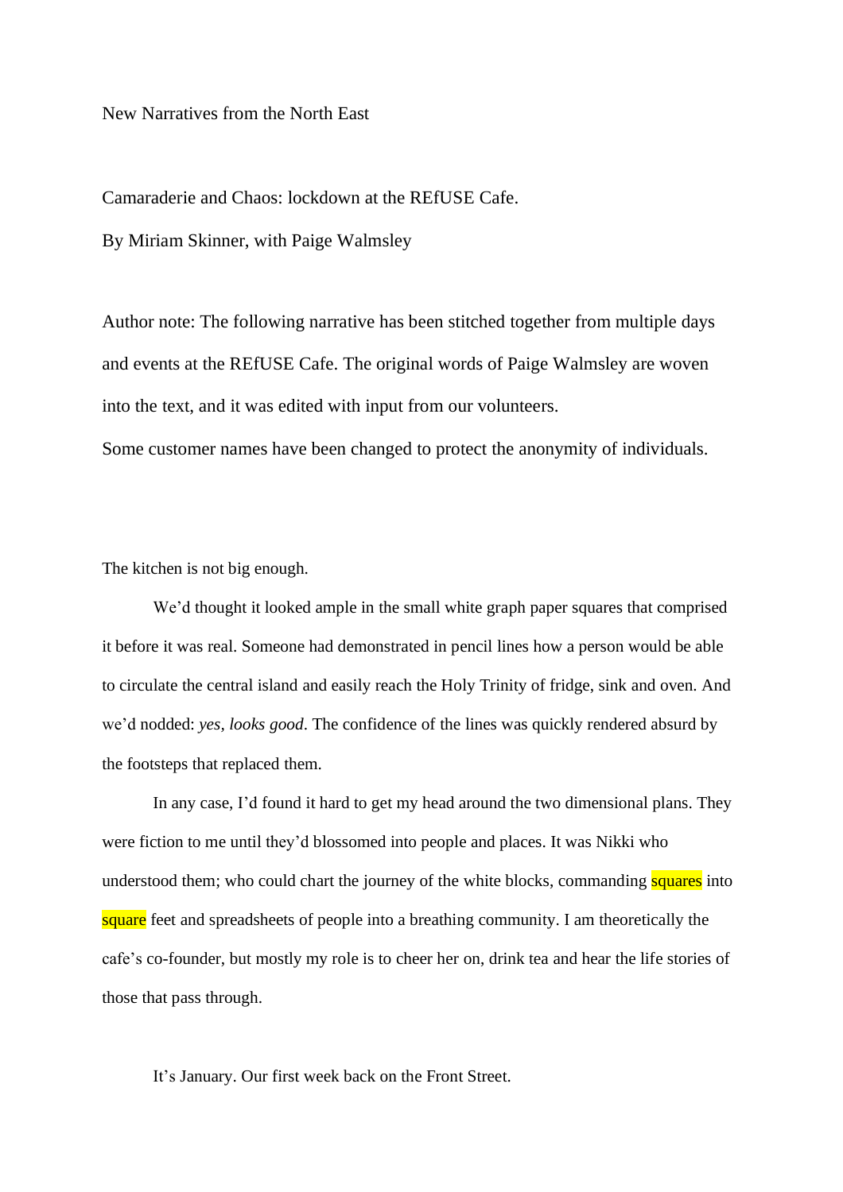New Narratives from the North East

Camaraderie and Chaos: lockdown at the REfUSE Cafe.

By Miriam Skinner, with Paige Walmsley

Author note: The following narrative has been stitched together from multiple days and events at the REfUSE Cafe. The original words of Paige Walmsley are woven into the text, and it was edited with input from our volunteers.

Some customer names have been changed to protect the anonymity of individuals.

The kitchen is not big enough.

We'd thought it looked ample in the small white graph paper squares that comprised it before it was real. Someone had demonstrated in pencil lines how a person would be able to circulate the central island and easily reach the Holy Trinity of fridge, sink and oven. And we'd nodded: *yes, looks good*. The confidence of the lines was quickly rendered absurd by the footsteps that replaced them.

In any case, I'd found it hard to get my head around the two dimensional plans. They were fiction to me until they'd blossomed into people and places. It was Nikki who understood them; who could chart the journey of the white blocks, commanding squares into square feet and spreadsheets of people into a breathing community. I am theoretically the cafe's co-founder, but mostly my role is to cheer her on, drink tea and hear the life stories of those that pass through.

It's January. Our first week back on the Front Street.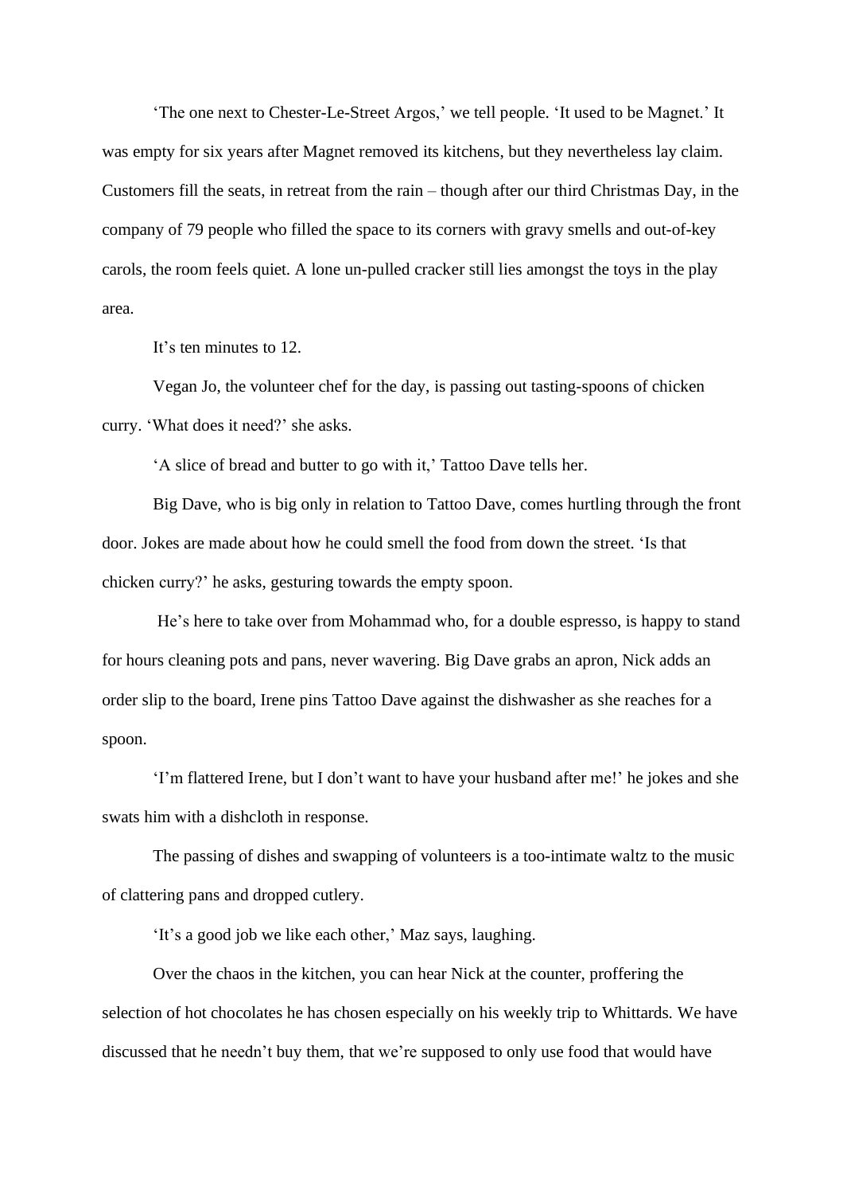'The one next to Chester-Le-Street Argos,' we tell people. 'It used to be Magnet.' It was empty for six years after Magnet removed its kitchens, but they nevertheless lay claim. Customers fill the seats, in retreat from the rain – though after our third Christmas Day, in the company of 79 people who filled the space to its corners with gravy smells and out-of-key carols, the room feels quiet. A lone un-pulled cracker still lies amongst the toys in the play area.

It's ten minutes to 12.

Vegan Jo, the volunteer chef for the day, is passing out tasting-spoons of chicken curry. 'What does it need?' she asks.

'A slice of bread and butter to go with it,' Tattoo Dave tells her.

Big Dave, who is big only in relation to Tattoo Dave, comes hurtling through the front door. Jokes are made about how he could smell the food from down the street. 'Is that chicken curry?' he asks, gesturing towards the empty spoon.

He's here to take over from Mohammad who, for a double espresso, is happy to stand for hours cleaning pots and pans, never wavering. Big Dave grabs an apron, Nick adds an order slip to the board, Irene pins Tattoo Dave against the dishwasher as she reaches for a spoon.

'I'm flattered Irene, but I don't want to have your husband after me!' he jokes and she swats him with a dishcloth in response.

The passing of dishes and swapping of volunteers is a too-intimate waltz to the music of clattering pans and dropped cutlery.

'It's a good job we like each other,' Maz says, laughing.

Over the chaos in the kitchen, you can hear Nick at the counter, proffering the selection of hot chocolates he has chosen especially on his weekly trip to Whittards. We have discussed that he needn't buy them, that we're supposed to only use food that would have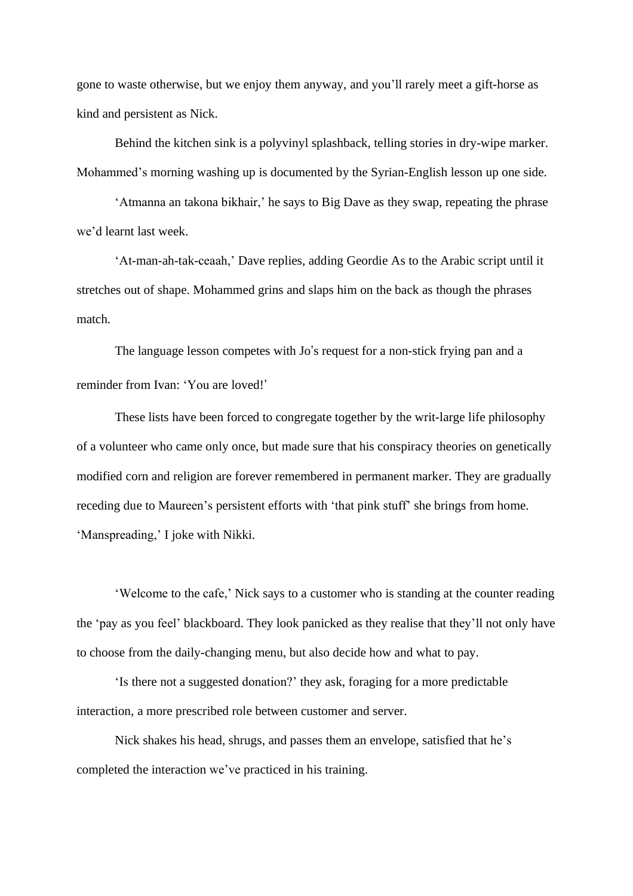gone to waste otherwise, but we enjoy them anyway, and you'll rarely meet a gift-horse as kind and persistent as Nick.

Behind the kitchen sink is a polyvinyl splashback, telling stories in dry-wipe marker. Mohammed's morning washing up is documented by the Syrian-English lesson up one side.

'Atmanna an takona bikhair,' he says to Big Dave as they swap, repeating the phrase we'd learnt last week.

'At-man-ah-tak-ceaah,' Dave replies, adding Geordie As to the Arabic script until it stretches out of shape. Mohammed grins and slaps him on the back as though the phrases match.

The language lesson competes with Jo's request for a non-stick frying pan and a reminder from Ivan: 'You are loved!'

These lists have been forced to congregate together by the writ-large life philosophy of a volunteer who came only once, but made sure that his conspiracy theories on genetically modified corn and religion are forever remembered in permanent marker. They are gradually receding due to Maureen's persistent efforts with 'that pink stuff' she brings from home. 'Manspreading,' I joke with Nikki.

'Welcome to the cafe,' Nick says to a customer who is standing at the counter reading the 'pay as you feel' blackboard. They look panicked as they realise that they'll not only have to choose from the daily-changing menu, but also decide how and what to pay.

'Is there not a suggested donation?' they ask, foraging for a more predictable interaction, a more prescribed role between customer and server.

Nick shakes his head, shrugs, and passes them an envelope, satisfied that he's completed the interaction we've practiced in his training.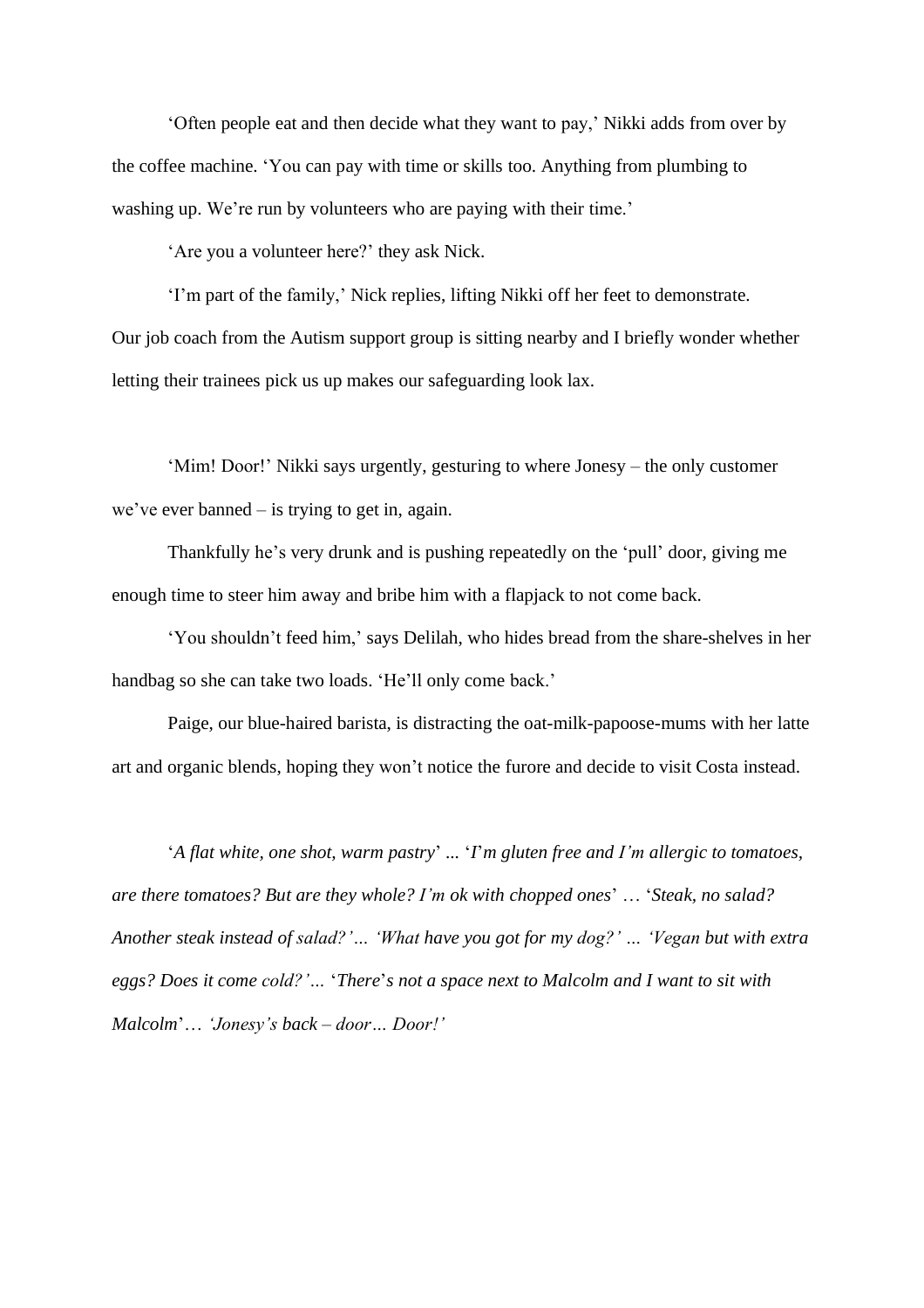‘Often people eat and then decide what they want to pay,’ Nikki adds from over by the coffee machine. ‘You can pay with time or skills too. Anything from plumbing to washing up. We’re run by volunteers who are paying with their time.’

‘Are you a volunteer here?’ they ask Nick.

‘I’m part of the family,’ Nick replies, lifting Nikki off her feet to demonstrate. Our job coach from the Autism support group is sitting nearby and I briefly wonder whether letting their trainees pick us up makes our safeguarding look lax.

‘Mim! Door!’ Nikki says urgently, gesturing to where Jonesy – the only customer we’ve ever banned – is trying to get in, again.

Thankfully he’s very drunk and is pushing repeatedly on the ‘pull’ door, giving me enough time to steer him away and bribe him with a flapjack to not come back.

‘You shouldn’t feed him,’ says Delilah, who hides bread from the share-shelves in her handbag so she can take two loads. ‘He’ll only come back.’

Paige, our blue-haired barista, is distracting the oat-milk-papoose-mums with her latte art and organic blends, hoping they won’t notice the furore and decide to visit Costa instead.

‘*A flat white, one shot, warm pastry*’ ... ‘*I’m gluten free and I’m allergic to tomatoes, are there tomatoes? But are they whole? I’m ok with chopped ones*’ … ‘*Steak, no salad? Another steak instead of salad?’… ‘What have you got for my dog?’ … ‘Vegan but with extra eggs? Does it come cold?’…* ‘*There*’*s not a space next to Malcolm and I want to sit with Malcolm*’… *‘Jonesy’s back – door… Door!’*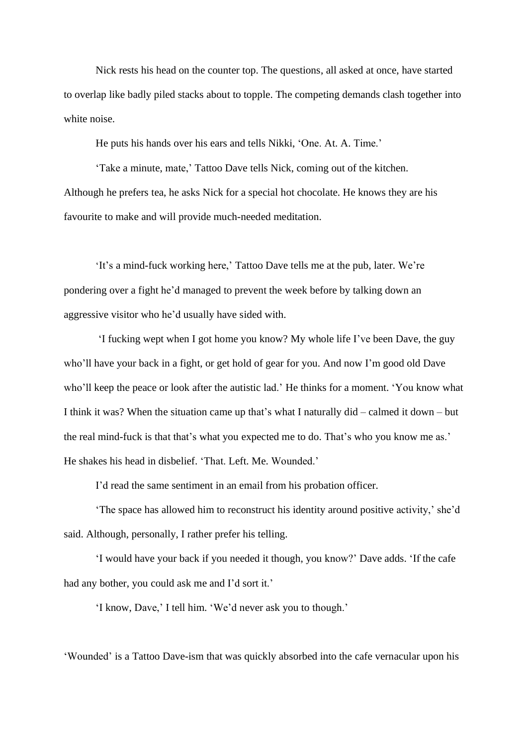Nick rests his head on the counter top. The questions, all asked at once, have started to overlap like badly piled stacks about to topple. The competing demands clash together into white noise.

He puts his hands over his ears and tells Nikki, 'One. At. A. Time.'

'Take a minute, mate,' Tattoo Dave tells Nick, coming out of the kitchen. Although he prefers tea, he asks Nick for a special hot chocolate. He knows they are his favourite to make and will provide much-needed meditation.

'It's a mind-fuck working here,' Tattoo Dave tells me at the pub, later. We're pondering over a fight he'd managed to prevent the week before by talking down an aggressive visitor who he'd usually have sided with.

'I fucking wept when I got home you know? My whole life I've been Dave, the guy who'll have your back in a fight, or get hold of gear for you. And now I'm good old Dave who'll keep the peace or look after the autistic lad.' He thinks for a moment. 'You know what I think it was? When the situation came up that's what I naturally did – calmed it down – but the real mind-fuck is that that's what you expected me to do. That's who you know me as.' He shakes his head in disbelief. 'That. Left. Me. Wounded.'

I'd read the same sentiment in an email from his probation officer.

'The space has allowed him to reconstruct his identity around positive activity,' she'd said. Although, personally, I rather prefer his telling.

'I would have your back if you needed it though, you know?' Dave adds. 'If the cafe had any bother, you could ask me and I'd sort it.'

'I know, Dave,' I tell him. 'We'd never ask you to though.'

'Wounded' is a Tattoo Dave-ism that was quickly absorbed into the cafe vernacular upon his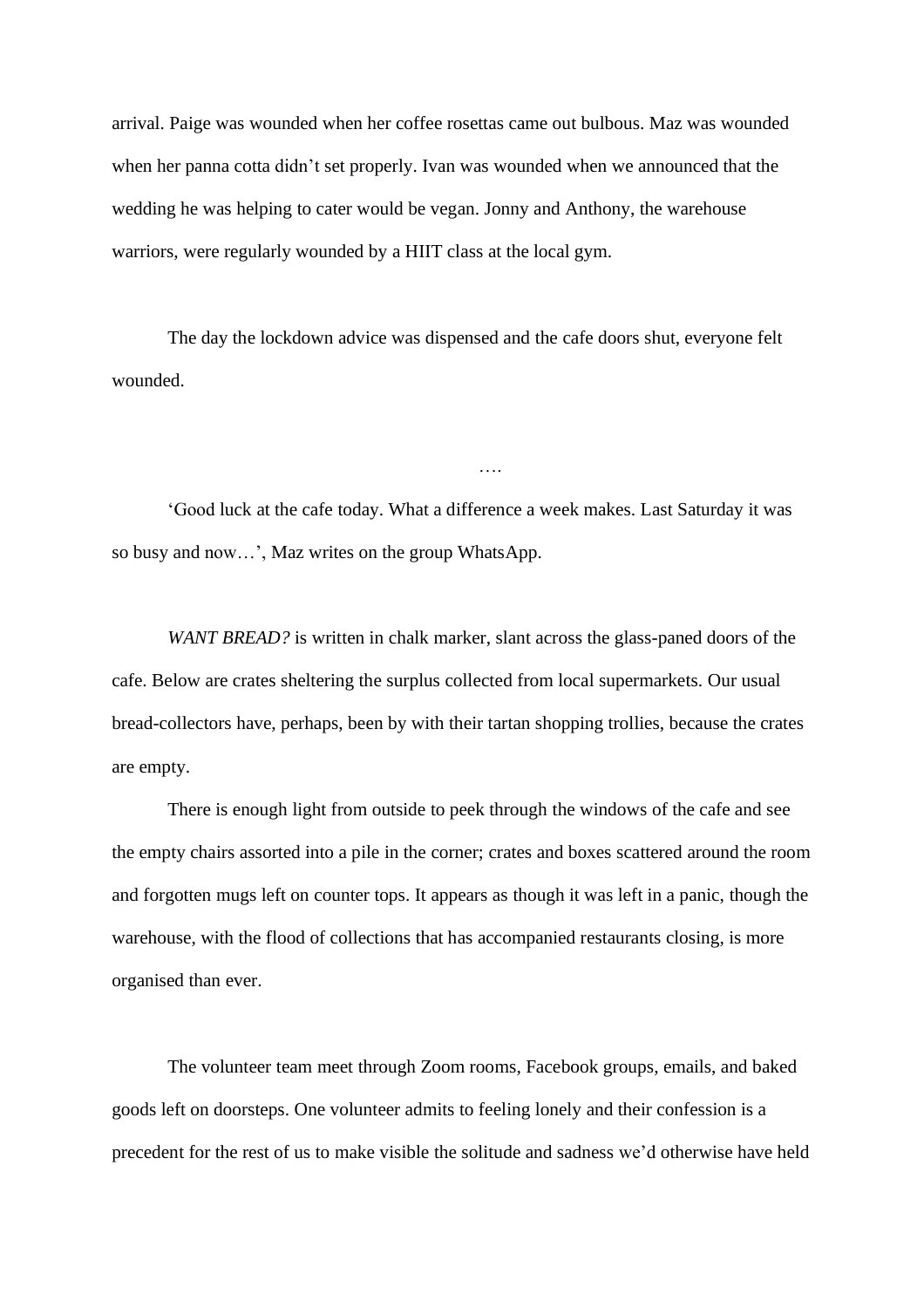arrival. Paige was wounded when her coffee rosettas came out bulbous. Maz was wounded when her panna cotta didn't set properly. Ivan was wounded when we announced that the wedding he was helping to cater would be vegan. Jonny and Anthony, the warehouse warriors, were regularly wounded by a HIIT class at the local gym.

The day the lockdown advice was dispensed and the cafe doors shut, everyone felt wounded.

….

'Good luck at the cafe today. What a difference a week makes. Last Saturday it was so busy and now…', Maz writes on the group WhatsApp.

*WANT BREAD?* is written in chalk marker, slant across the glass-paned doors of the cafe. Below are crates sheltering the surplus collected from local supermarkets. Our usual bread-collectors have, perhaps, been by with their tartan shopping trollies, because the crates are empty.

There is enough light from outside to peek through the windows of the cafe and see the empty chairs assorted into a pile in the corner; crates and boxes scattered around the room and forgotten mugs left on counter tops. It appears as though it was left in a panic, though the warehouse, with the flood of collections that has accompanied restaurants closing, is more organised than ever.

The volunteer team meet through Zoom rooms, Facebook groups, emails, and baked goods left on doorsteps. One volunteer admits to feeling lonely and their confession is a precedent for the rest of us to make visible the solitude and sadness we'd otherwise have held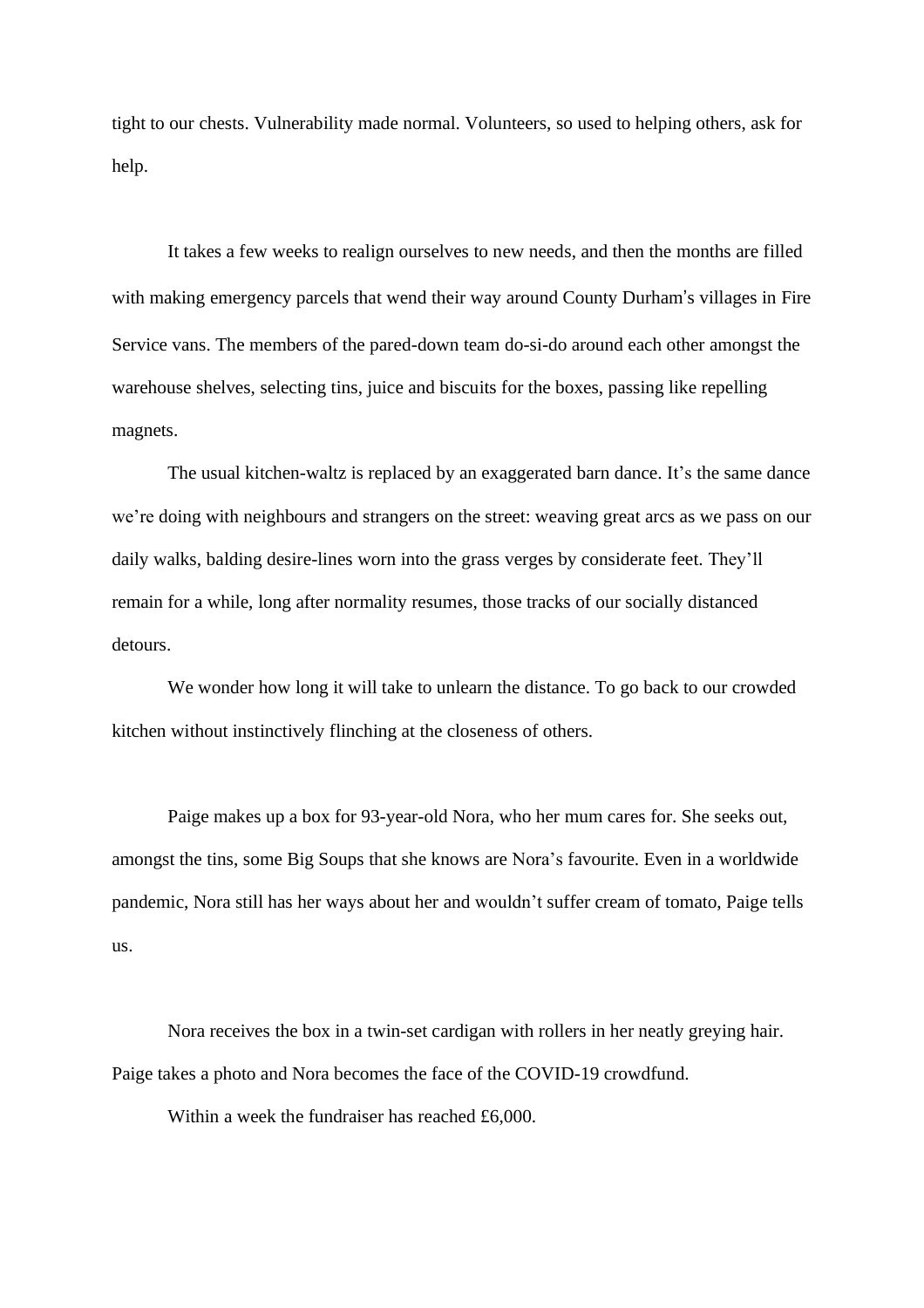tight to our chests. Vulnerability made normal. Volunteers, so used to helping others, ask for help.

It takes a few weeks to realign ourselves to new needs, and then the months are filled with making emergency parcels that wend their way around County Durham's villages in Fire Service vans. The members of the pared-down team do-si-do around each other amongst the warehouse shelves, selecting tins, juice and biscuits for the boxes, passing like repelling magnets.

The usual kitchen-waltz is replaced by an exaggerated barn dance. It's the same dance we're doing with neighbours and strangers on the street: weaving great arcs as we pass on our daily walks, balding desire-lines worn into the grass verges by considerate feet. They'll remain for a while, long after normality resumes, those tracks of our socially distanced detours.

We wonder how long it will take to unlearn the distance. To go back to our crowded kitchen without instinctively flinching at the closeness of others.

Paige makes up a box for 93-year-old Nora, who her mum cares for. She seeks out, amongst the tins, some Big Soups that she knows are Nora's favourite. Even in a worldwide pandemic, Nora still has her ways about her and wouldn't suffer cream of tomato, Paige tells us.

Nora receives the box in a twin-set cardigan with rollers in her neatly greying hair. Paige takes a photo and Nora becomes the face of the COVID-19 crowdfund.

Within a week the fundraiser has reached £6,000.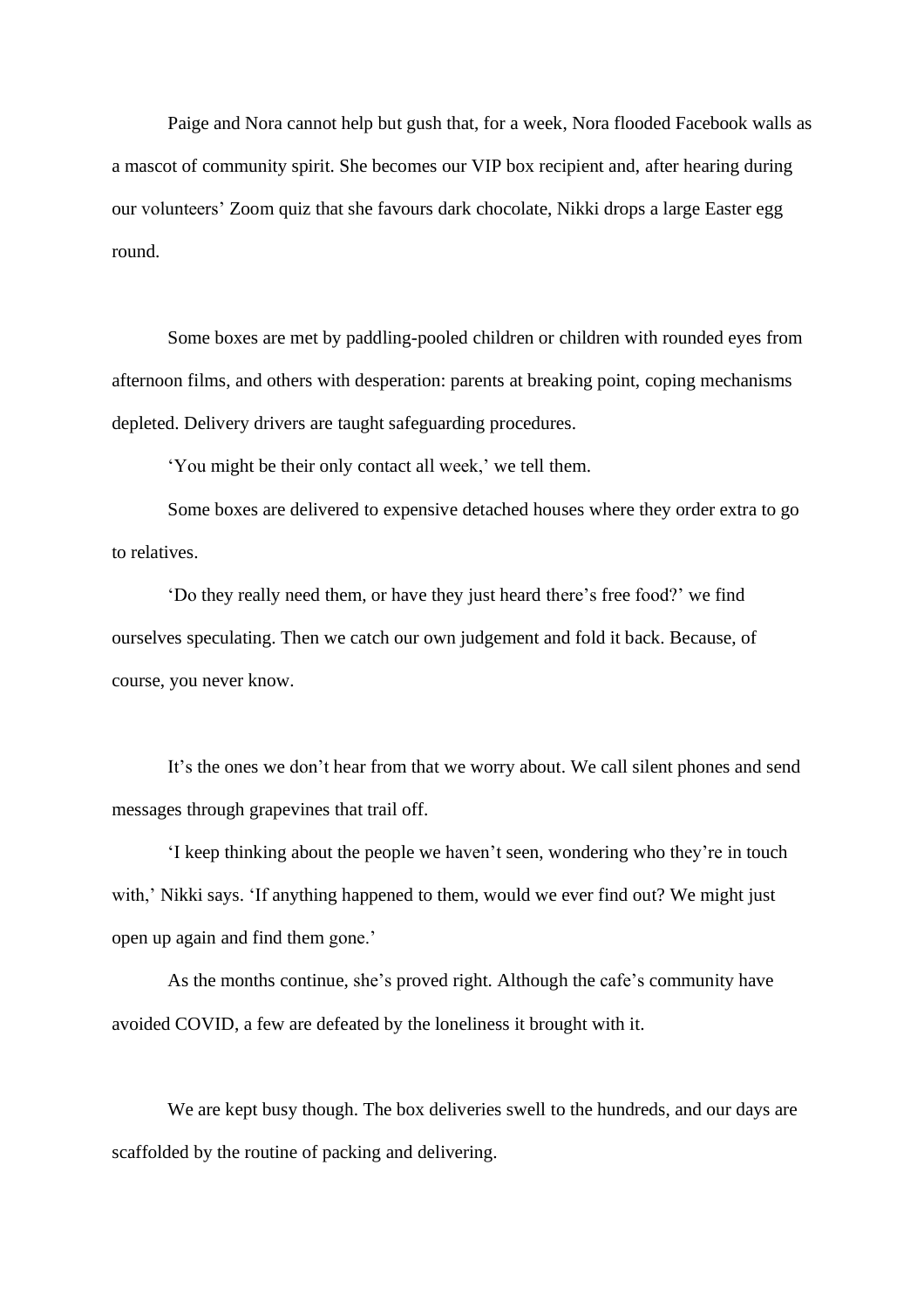Paige and Nora cannot help but gush that, for a week, Nora flooded Facebook walls as a mascot of community spirit. She becomes our VIP box recipient and, after hearing during our volunteers' Zoom quiz that she favours dark chocolate, Nikki drops a large Easter egg round.

Some boxes are met by paddling-pooled children or children with rounded eyes from afternoon films, and others with desperation: parents at breaking point, coping mechanisms depleted. Delivery drivers are taught safeguarding procedures.

'You might be their only contact all week,' we tell them.

Some boxes are delivered to expensive detached houses where they order extra to go to relatives.

'Do they really need them, or have they just heard there's free food?' we find ourselves speculating. Then we catch our own judgement and fold it back. Because, of course, you never know.

It's the ones we don't hear from that we worry about. We call silent phones and send messages through grapevines that trail off.

'I keep thinking about the people we haven't seen, wondering who they're in touch with,' Nikki says. 'If anything happened to them, would we ever find out? We might just open up again and find them gone.'

As the months continue, she's proved right. Although the cafe's community have avoided COVID, a few are defeated by the loneliness it brought with it.

We are kept busy though. The box deliveries swell to the hundreds, and our days are scaffolded by the routine of packing and delivering.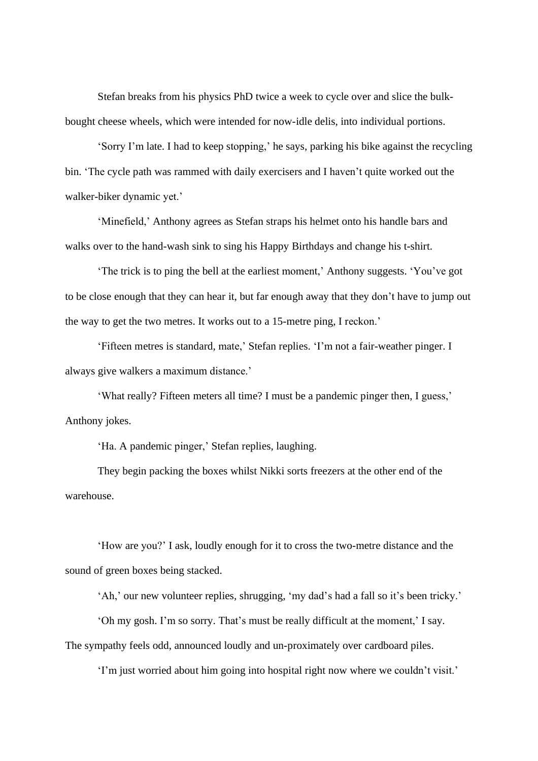Stefan breaks from his physics PhD twice a week to cycle over and slice the bulk-bought cheese wheels, which were intended for now-idle delis, into individual portions.

'Sorry I'm late. I had to keep stopping,' he says, parking his bike against the recycling bin. 'The cycle path was rammed with daily exercisers and I haven't quite worked out the walker-biker dynamic yet.'

'Minefield,' Anthony agrees as Stefan straps his helmet onto his handle bars and walks over to the hand-wash sink to sing his Happy Birthdays and change his t-shirt.

'The trick is to ping the bell at the earliest moment,' Anthony suggests. 'You've got to be close enough that they can hear it, but far enough away that they don't have to jump out the way to get the two metres. It works out to a 15-metre ping, I reckon.'

'Fifteen metres is standard, mate,' Stefan replies. 'I'm not a fair-weather pinger. I always give walkers a maximum distance.'

'What really? Fifteen meters all time? I must be a pandemic pinger then, I guess,' Anthony jokes.

'Ha. A pandemic pinger,' Stefan replies, laughing.

They begin packing the boxes whilst Nikki sorts freezers at the other end of the warehouse.

'How are you?' I ask, loudly enough for it to cross the two-metre distance and the sound of green boxes being stacked.

'Ah,' our new volunteer replies, shrugging, 'my dad's had a fall so it's been tricky.'

'Oh my gosh. I'm so sorry. That's must be really difficult at the moment,' I say. The sympathy feels odd, announced loudly and un-proximately over cardboard piles.

'I'm just worried about him going into hospital right now where we couldn't visit.'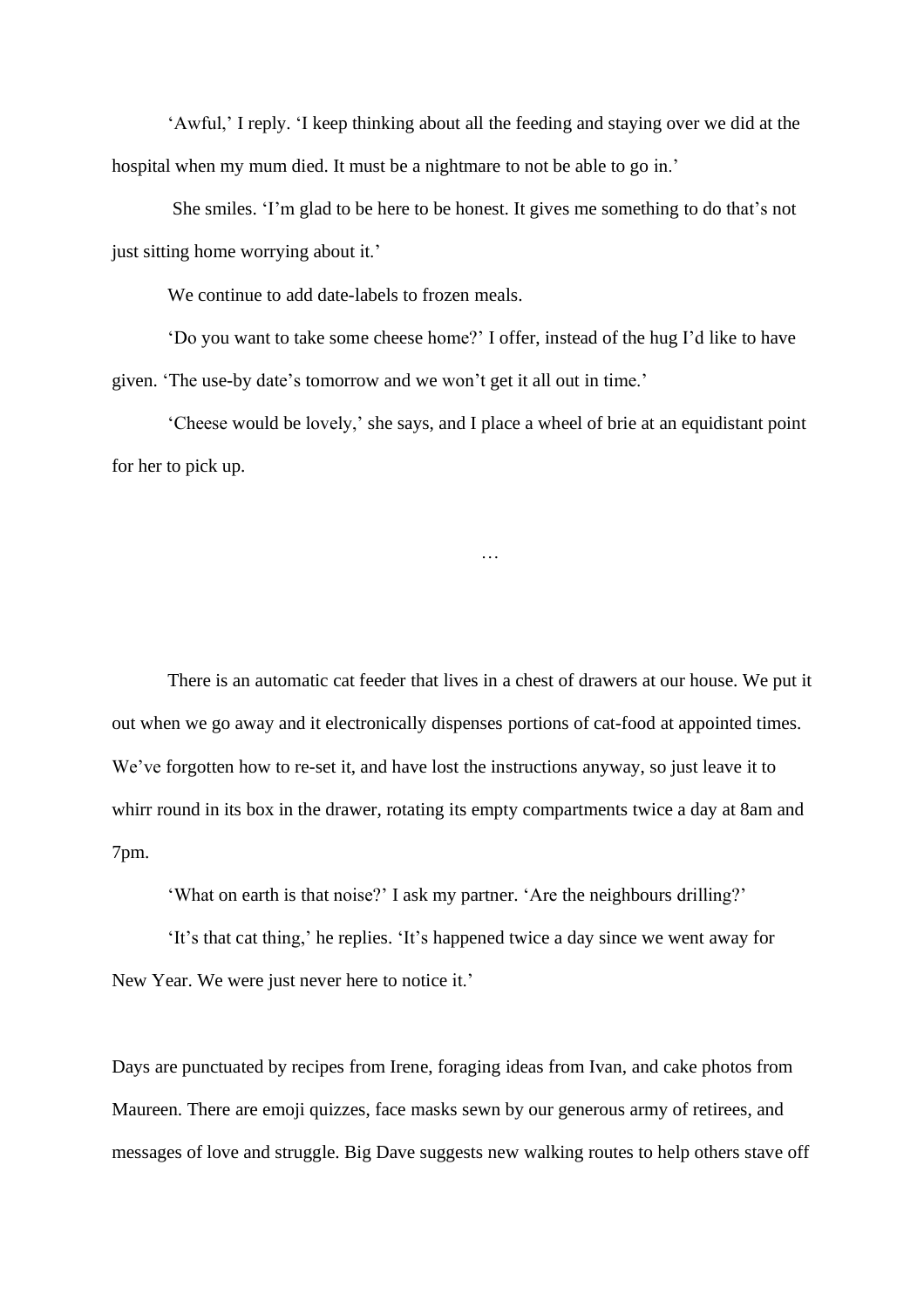'Awful,' I reply. 'I keep thinking about all the feeding and staying over we did at the hospital when my mum died. It must be a nightmare to not be able to go in.'

She smiles. 'I'm glad to be here to be honest. It gives me something to do that's not just sitting home worrying about it.'

We continue to add date-labels to frozen meals.

'Do you want to take some cheese home?' I offer, instead of the hug I'd like to have given. 'The use-by date's tomorrow and we won't get it all out in time.'

'Cheese would be lovely,' she says, and I place a wheel of brie at an equidistant point for her to pick up.

…

There is an automatic cat feeder that lives in a chest of drawers at our house. We put it out when we go away and it electronically dispenses portions of cat-food at appointed times. We've forgotten how to re-set it, and have lost the instructions anyway, so just leave it to whirr round in its box in the drawer, rotating its empty compartments twice a day at 8am and 7pm.

'What on earth is that noise?' I ask my partner. 'Are the neighbours drilling?'

'It's that cat thing,' he replies. 'It's happened twice a day since we went away for New Year. We were just never here to notice it.'

Days are punctuated by recipes from Irene, foraging ideas from Ivan, and cake photos from Maureen. There are emoji quizzes, face masks sewn by our generous army of retirees, and messages of love and struggle. Big Dave suggests new walking routes to help others stave off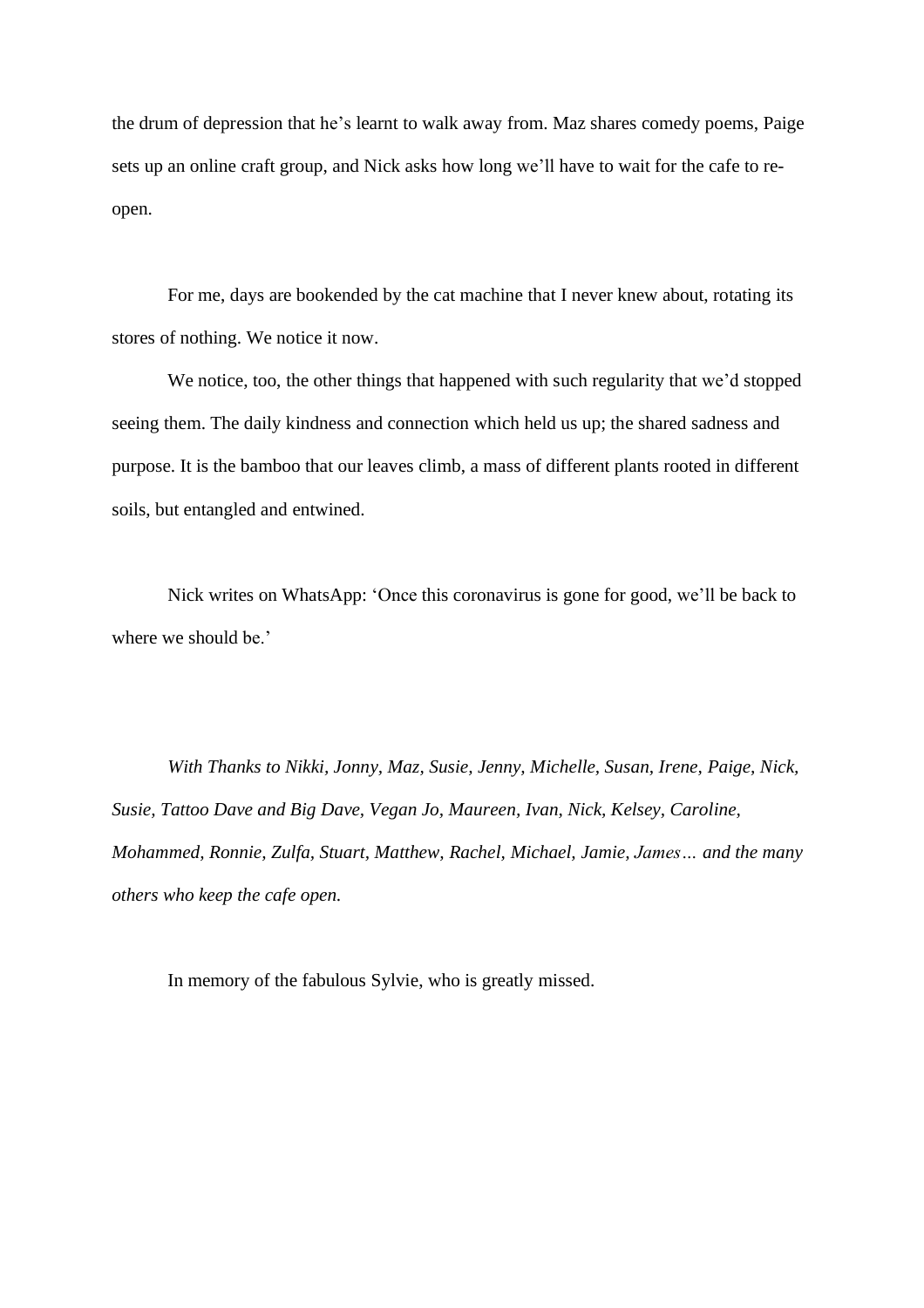the drum of depression that he's learnt to walk away from. Maz shares comedy poems, Paige sets up an online craft group, and Nick asks how long we'll have to wait for the cafe to re-open.

For me, days are bookended by the cat machine that I never knew about, rotating its stores of nothing. We notice it now.

We notice, too, the other things that happened with such regularity that we'd stopped seeing them. The daily kindness and connection which held us up; the shared sadness and purpose. It is the bamboo that our leaves climb, a mass of different plants rooted in different soils, but entangled and entwined.

Nick writes on WhatsApp: 'Once this coronavirus is gone for good, we'll be back to where we should be.'

*With Thanks to Nikki, Jonny, Maz, Susie, Jenny, Michelle, Susan, Irene, Paige, Nick, Susie, Tattoo Dave and Big Dave, Vegan Jo, Maureen, Ivan, Nick, Kelsey, Caroline, Mohammed, Ronnie, Zulfa, Stuart, Matthew, Rachel, Michael, Jamie, James… and the many others who keep the cafe open.*

In memory of the fabulous Sylvie, who is greatly missed.